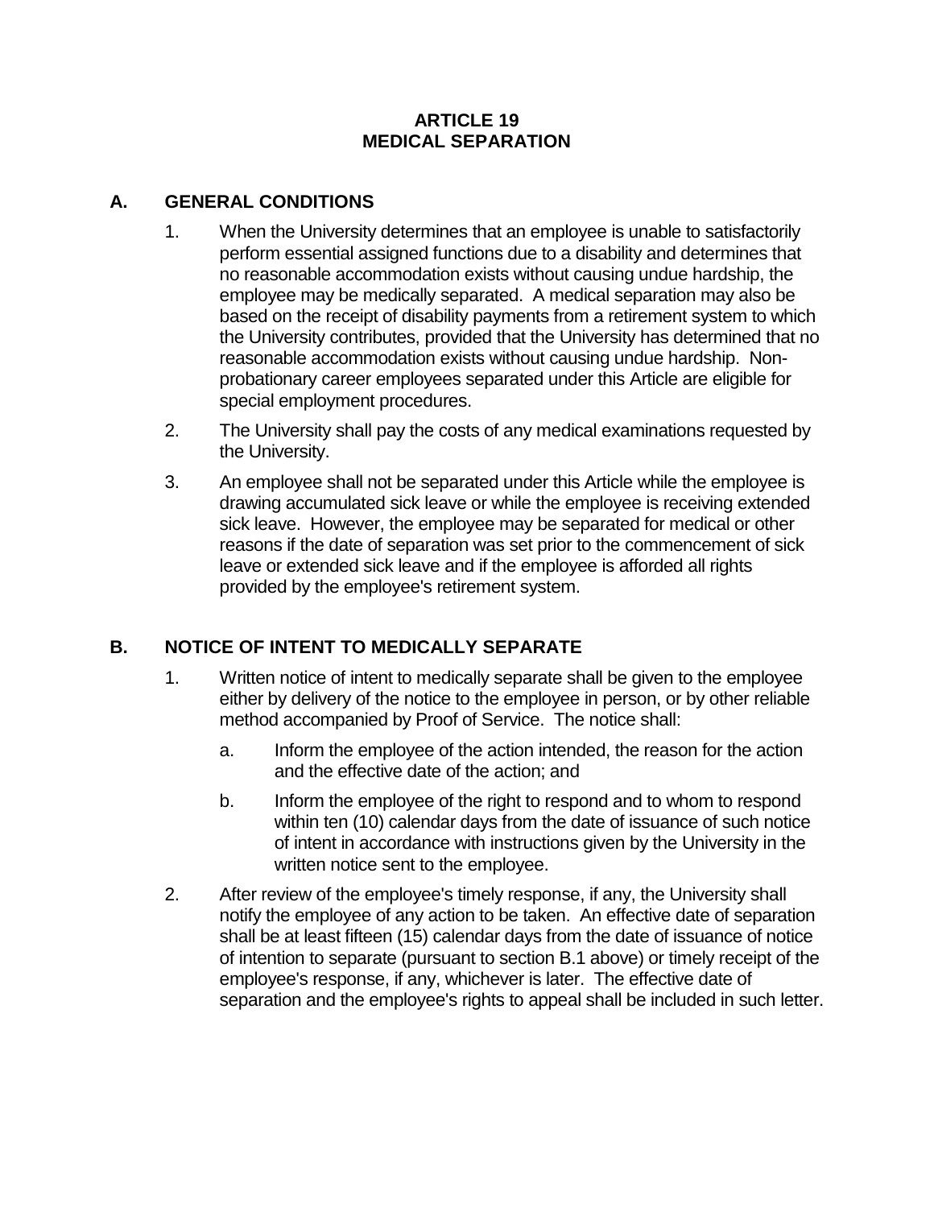# ARTICLE 19
# MEDICAL SEPARATION

## A. GENERAL CONDITIONS

1. When the University determines that an employee is unable to satisfactorily perform essential assigned functions due to a disability and determines that no reasonable accommodation exists without causing undue hardship, the employee may be medically separated. A medical separation may also be based on the receipt of disability payments from a retirement system to which the University contributes, provided that the University has determined that no reasonable accommodation exists without causing undue hardship. Non-probationary career employees separated under this Article are eligible for special employment procedures.

2. The University shall pay the costs of any medical examinations requested by the University.

3. An employee shall not be separated under this Article while the employee is drawing accumulated sick leave or while the employee is receiving extended sick leave. However, the employee may be separated for medical or other reasons if the date of separation was set prior to the commencement of sick leave or extended sick leave and if the employee is afforded all rights provided by the employee's retirement system.

## B. NOTICE OF INTENT TO MEDICALLY SEPARATE

1. Written notice of intent to medically separate shall be given to the employee either by delivery of the notice to the employee in person, or by other reliable method accompanied by Proof of Service. The notice shall:

   a. Inform the employee of the action intended, the reason for the action and the effective date of the action; and

   b. Inform the employee of the right to respond and to whom to respond within ten (10) calendar days from the date of issuance of such notice of intent in accordance with instructions given by the University in the written notice sent to the employee.

2. After review of the employee's timely response, if any, the University shall notify the employee of any action to be taken. An effective date of separation shall be at least fifteen (15) calendar days from the date of issuance of notice of intention to separate (pursuant to section B.1 above) or timely receipt of the employee's response, if any, whichever is later. The effective date of separation and the employee's rights to appeal shall be included in such letter.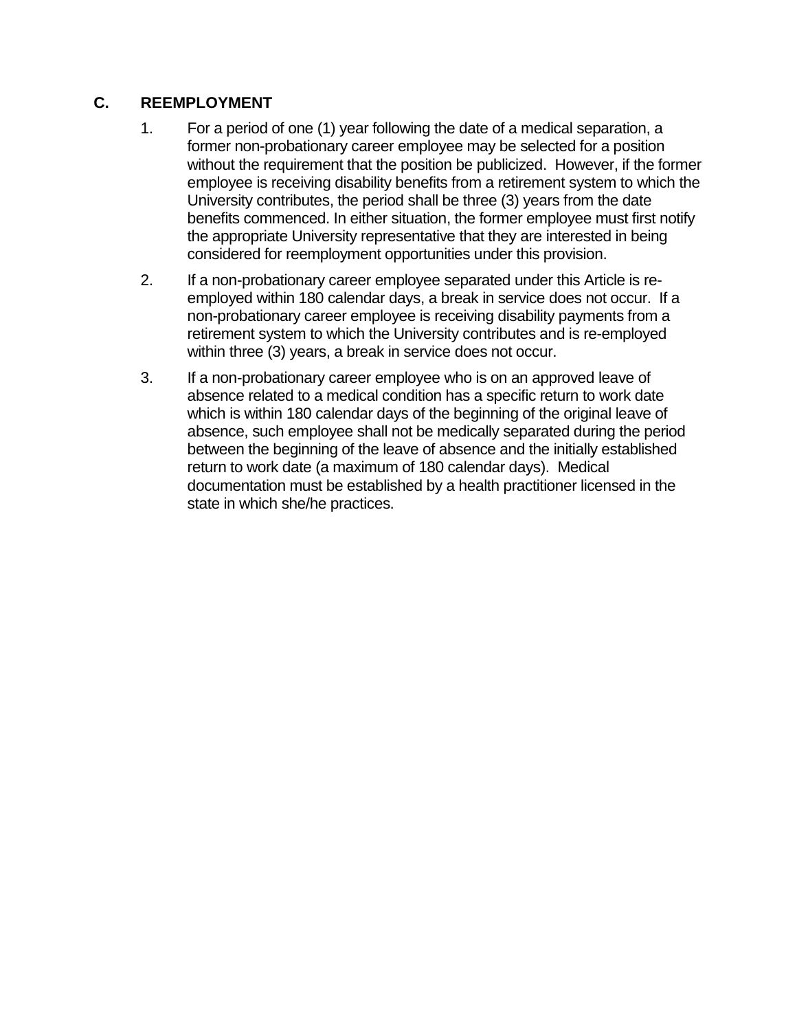## C. REEMPLOYMENT

1. For a period of one (1) year following the date of a medical separation, a former non-probationary career employee may be selected for a position without the requirement that the position be publicized. However, if the former employee is receiving disability benefits from a retirement system to which the University contributes, the period shall be three (3) years from the date benefits commenced. In either situation, the former employee must first notify the appropriate University representative that they are interested in being considered for reemployment opportunities under this provision.

2. If a non-probationary career employee separated under this Article is re-employed within 180 calendar days, a break in service does not occur. If a non-probationary career employee is receiving disability payments from a retirement system to which the University contributes and is re-employed within three (3) years, a break in service does not occur.

3. If a non-probationary career employee who is on an approved leave of absence related to a medical condition has a specific return to work date which is within 180 calendar days of the beginning of the original leave of absence, such employee shall not be medically separated during the period between the beginning of the leave of absence and the initially established return to work date (a maximum of 180 calendar days). Medical documentation must be established by a health practitioner licensed in the state in which she/he practices.